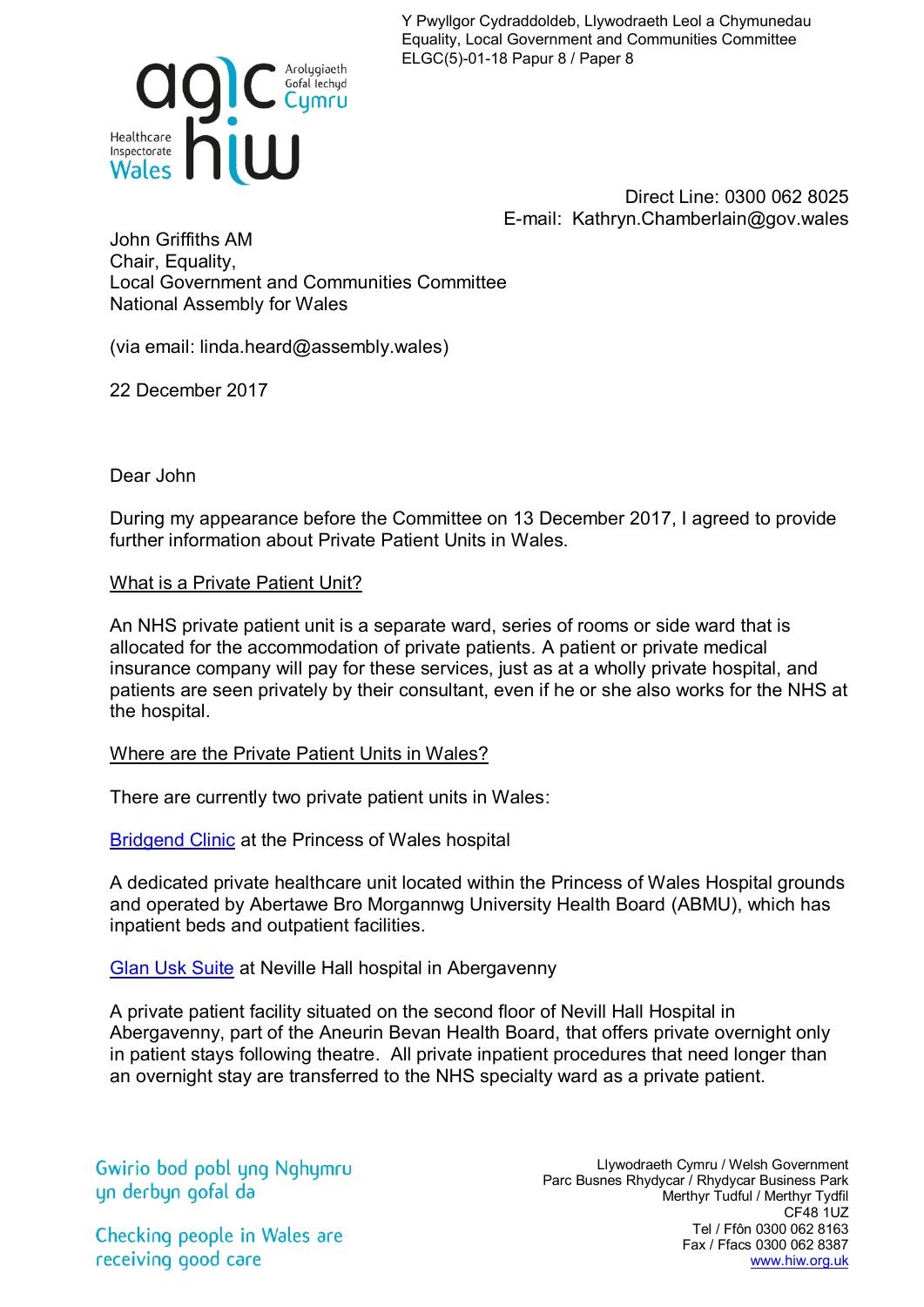Y Pwyllgor Cydraddoldeb, Llywodraeth Leol a Chymunedau
Equality, Local Government and Communities Committee
ELGC(5)-01-18 Papur 8 / Paper 8

Arolygiaeth Gofal Iechyd Cymru
Healthcare Inspectorate Wales

Direct Line: 0300 062 8025
E-mail: Kathryn.Chamberlain@gov.wales

John Griffiths AM
Chair, Equality,
Local Government and Communities Committee
National Assembly for Wales

(via email: linda.heard@assembly.wales)

22 December 2017

Dear John

During my appearance before the Committee on 13 December 2017, I agreed to provide further information about Private Patient Units in Wales.

## What is a Private Patient Unit?

An NHS private patient unit is a separate ward, series of rooms or side ward that is allocated for the accommodation of private patients. A patient or private medical insurance company will pay for these services, just as at a wholly private hospital, and patients are seen privately by their consultant, even if he or she also works for the NHS at the hospital.

## Where are the Private Patient Units in Wales?

There are currently two private patient units in Wales:

Bridgend Clinic at the Princess of Wales hospital

A dedicated private healthcare unit located within the Princess of Wales Hospital grounds and operated by Abertawe Bro Morgannwg University Health Board (ABMU), which has inpatient beds and outpatient facilities.

Glan Usk Suite at Neville Hall hospital in Abergavenny

A private patient facility situated on the second floor of Nevill Hall Hospital in Abergavenny, part of the Aneurin Bevan Health Board, that offers private overnight only in patient stays following theatre. All private inpatient procedures that need longer than an overnight stay are transferred to the NHS specialty ward as a private patient.

Gwirio bod pobl yng Nghymru yn derbyn gofal da

Checking people in Wales are receiving good care

Llywodraeth Cymru / Welsh Government
Parc Busnes Rhydycar / Rhydycar Business Park
Merthyr Tudful / Merthyr Tydfil
CF48 1UZ
Tel / Ffôn 0300 062 8163
Fax / Ffacs 0300 062 8387
www.hiw.org.uk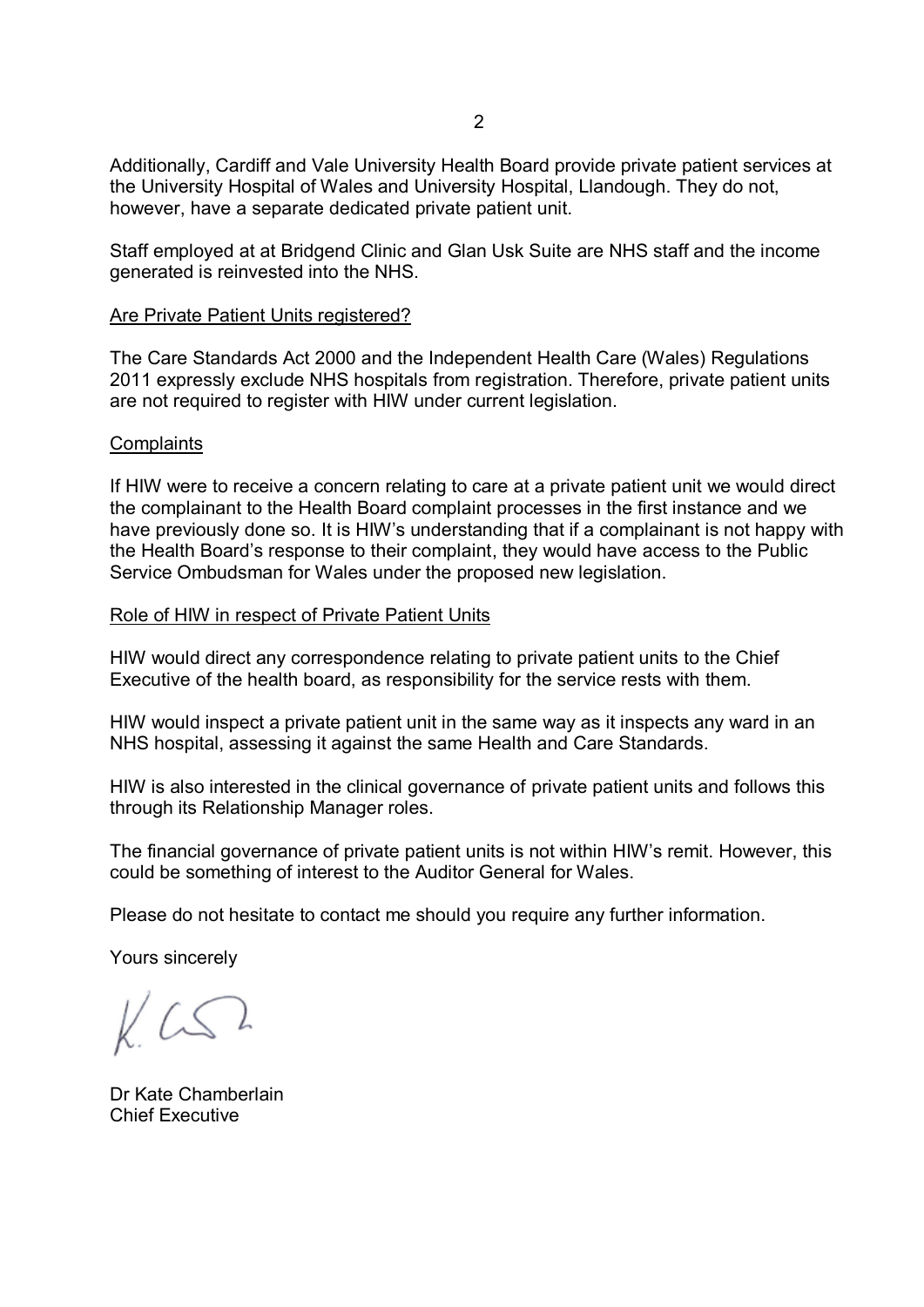Additionally, Cardiff and Vale University Health Board provide private patient services at the University Hospital of Wales and University Hospital, Llandough. They do not, however, have a separate dedicated private patient unit.

Staff employed at at Bridgend Clinic and Glan Usk Suite are NHS staff and the income generated is reinvested into the NHS.

<u>Are Private Patient Units registered?</u>

The Care Standards Act 2000 and the Independent Health Care (Wales) Regulations 2011 expressly exclude NHS hospitals from registration. Therefore, private patient units are not required to register with HIW under current legislation.

<u>Complaints</u>

If HIW were to receive a concern relating to care at a private patient unit we would direct the complainant to the Health Board complaint processes in the first instance and we have previously done so. It is HIW's understanding that if a complainant is not happy with the Health Board's response to their complaint, they would have access to the Public Service Ombudsman for Wales under the proposed new legislation.

<u>Role of HIW in respect of Private Patient Units</u>

HIW would direct any correspondence relating to private patient units to the Chief Executive of the health board, as responsibility for the service rests with them.

HIW would inspect a private patient unit in the same way as it inspects any ward in an NHS hospital, assessing it against the same Health and Care Standards.

HIW is also interested in the clinical governance of private patient units and follows this through its Relationship Manager roles.

The financial governance of private patient units is not within HIW's remit. However, this could be something of interest to the Auditor General for Wales.

Please do not hesitate to contact me should you require any further information.

Yours sincerely

Dr Kate Chamberlain
Chief Executive